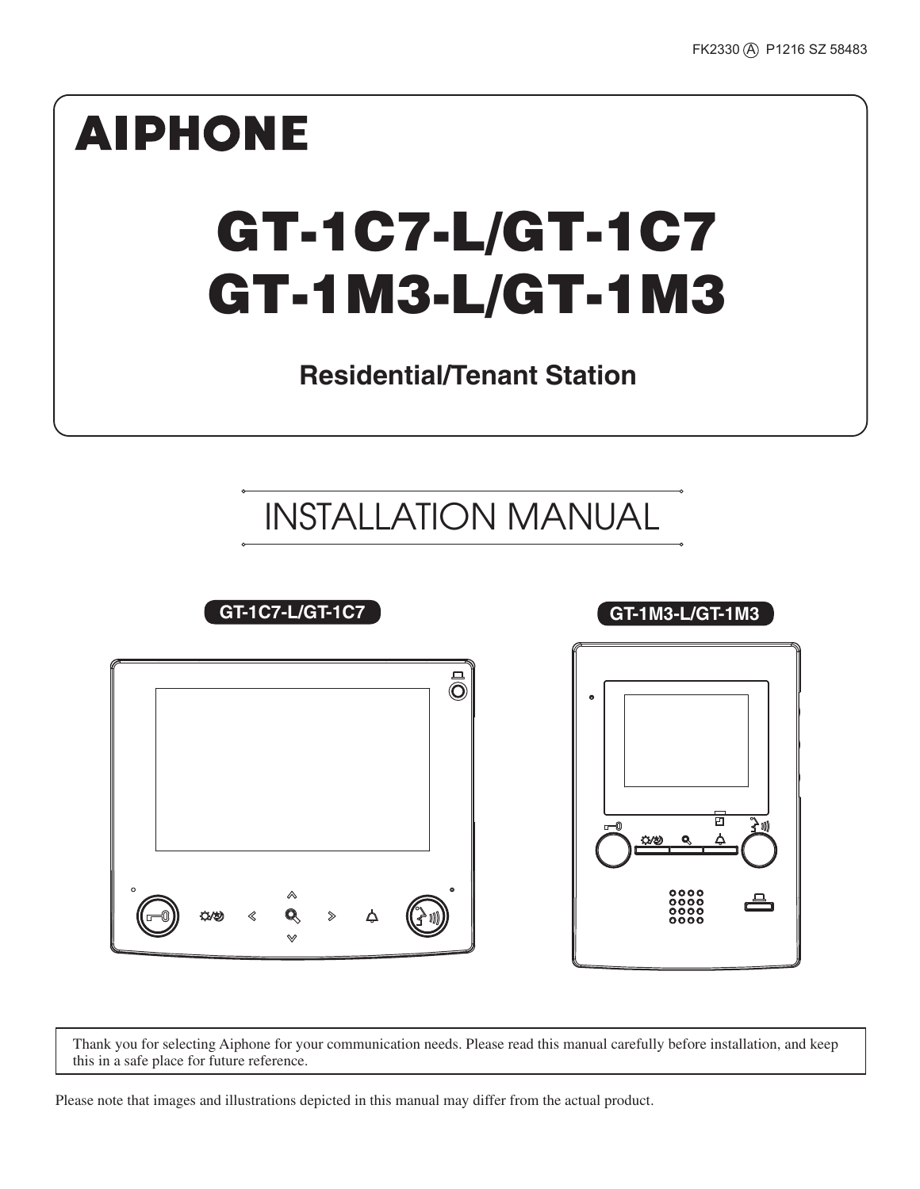FK2330 Ⓐ P1216 SZ 58483

**AIPHONE**

# GT-1C7-L/GT-1C7
# GT-1M3-L/GT-1M3

## Residential/Tenant Station

# INSTALLATION MANUAL

**GT-1C7-L/GT-1C7**

**GT-1M3-L/GT-1M3**

Thank you for selecting Aiphone for your communication needs. Please read this manual carefully before installation, and keep this in a safe place for future reference.

Please note that images and illustrations depicted in this manual may differ from the actual product.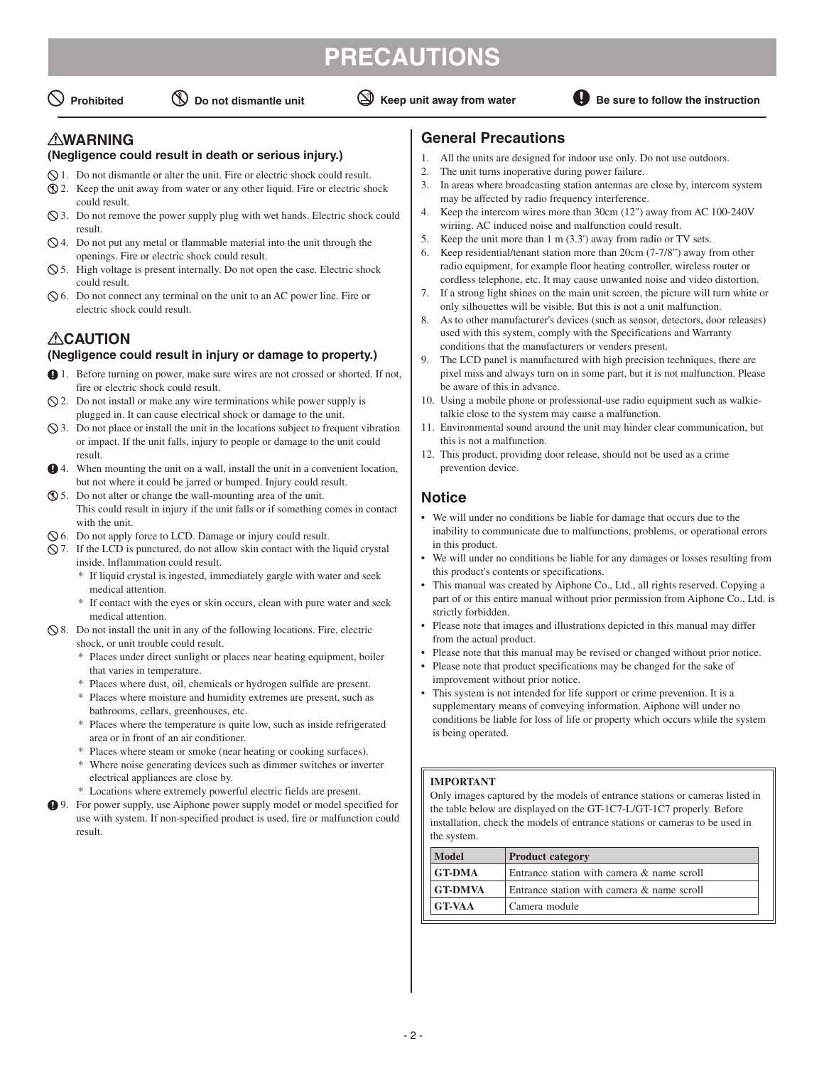# PRECAUTIONS

Prohibited | Do not dismantle unit | Keep unit away from water | Be sure to follow the instruction

## ⚠WARNING

**(Negligence could result in death or serious injury.)**

1. Do not dismantle or alter the unit. Fire or electric shock could result.
2. Keep the unit away from water or any other liquid. Fire or electric shock could result.
3. Do not remove the power supply plug with wet hands. Electric shock could result.
4. Do not put any metal or flammable material into the unit through the openings. Fire or electric shock could result.
5. High voltage is present internally. Do not open the case. Electric shock could result.
6. Do not connect any terminal on the unit to an AC power line. Fire or electric shock could result.

## ⚠CAUTION

**(Negligence could result in injury or damage to property.)**

1. Before turning on power, make sure wires are not crossed or shorted. If not, fire or electric shock could result.
2. Do not install or make any wire terminations while power supply is plugged in. It can cause electrical shock or damage to the unit.
3. Do not place or install the unit in the locations subject to frequent vibration or impact. If the unit falls, injury to people or damage to the unit could result.
4. When mounting the unit on a wall, install the unit in a convenient location, but not where it could be jarred or bumped. Injury could result.
5. Do not alter or change the wall-mounting area of the unit.
   This could result in injury if the unit falls or if something comes in contact with the unit.
6. Do not apply force to LCD. Damage or injury could result.
7. If the LCD is punctured, do not allow skin contact with the liquid crystal inside. Inflammation could result.
   * If liquid crystal is ingested, immediately gargle with water and seek medical attention.
   * If contact with the eyes or skin occurs, clean with pure water and seek medical attention.
8. Do not install the unit in any of the following locations. Fire, electric shock, or unit trouble could result.
   * Places under direct sunlight or places near heating equipment, boiler that varies in temperature.
   * Places where dust, oil, chemicals or hydrogen sulfide are present.
   * Places where moisture and humidity extremes are present, such as bathrooms, cellars, greenhouses, etc.
   * Places where the temperature is quite low, such as inside refrigerated area or in front of an air conditioner.
   * Places where steam or smoke (near heating or cooking surfaces).
   * Where noise generating devices such as dimmer switches or inverter electrical appliances are close by.
   * Locations where extremely powerful electric fields are present.
9. For power supply, use Aiphone power supply model or model specified for use with system. If non-specified product is used, fire or malfunction could result.

## General Precautions

1. All the units are designed for indoor use only. Do not use outdoors.
2. The unit turns inoperative during power failure.
3. In areas where broadcasting station antennas are close by, intercom system may be affected by radio frequency interference.
4. Keep the intercom wires more than 30cm (12") away from AC 100-240V wiriing. AC induced noise and malfunction could result.
5. Keep the unit more than 1 m (3.3') away from radio or TV sets.
6. Keep residential/tenant station more than 20cm (7-7/8") away from other radio equipment, for example floor heating controller, wireless router or cordless telephone, etc. It may cause unwanted noise and video distortion.
7. If a strong light shines on the main unit screen, the picture will turn white or only silhouettes will be visible. But this is not a unit malfunction.
8. As to other manufacturer's devices (such as sensor, detectors, door releases) used with this system, comply with the Specifications and Warranty conditions that the manufacturers or venders present.
9. The LCD panel is manufactured with high precision techniques, there are pixel miss and always turn on in some part, but it is not malfunction. Please be aware of this in advance.
10. Using a mobile phone or professional-use radio equipment such as walkie-talkie close to the system may cause a malfunction.
11. Environmental sound around the unit may hinder clear communication, but this is not a malfunction.
12. This product, providing door release, should not be used as a crime prevention device.

## Notice

- We will under no conditions be liable for damage that occurs due to the inability to communicate due to malfunctions, problems, or operational errors in this product.
- We will under no conditions be liable for any damages or losses resulting from this product's contents or specifications.
- This manual was created by Aiphone Co., Ltd., all rights reserved. Copying a part of or this entire manual without prior permission from Aiphone Co., Ltd. is strictly forbidden.
- Please note that images and illustrations depicted in this manual may differ from the actual product.
- Please note that this manual may be revised or changed without prior notice.
- Please note that product specifications may be changed for the sake of improvement without prior notice.
- This system is not intended for life support or crime prevention. It is a supplementary means of conveying information. Aiphone will under no conditions be liable for loss of life or property which occurs while the system is being operated.

**IMPORTANT**

Only images captured by the models of entrance stations or cameras listed in the table below are displayed on the GT-1C7-L/GT-1C7 properly. Before installation, check the models of entrance stations or cameras to be used in the system.

| Model | Product category |
|---|---|
| **GT-DMA** | Entrance station with camera & name scroll |
| **GT-DMVA** | Entrance station with camera & name scroll |
| **GT-VAA** | Camera module |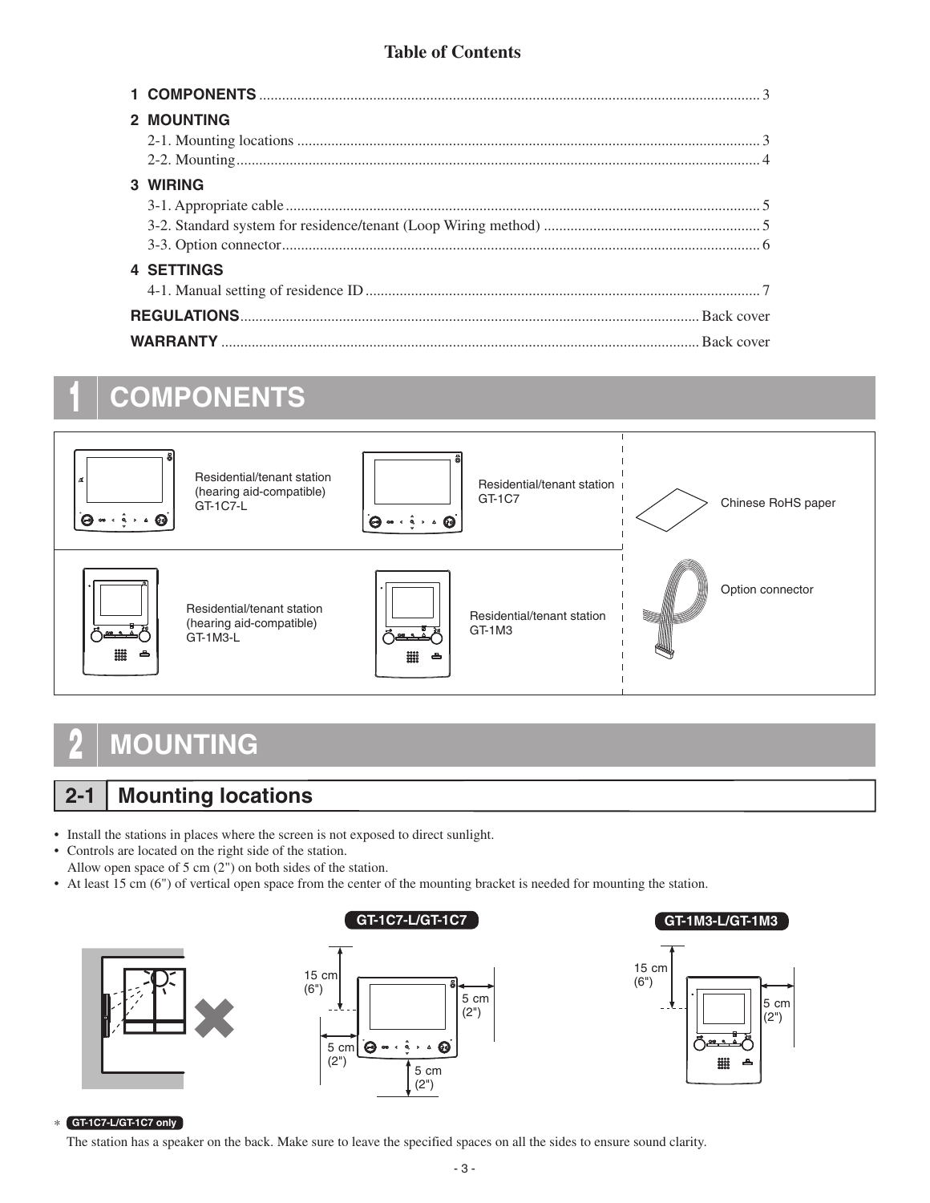**Table of Contents**

| | |
|---|---|
| **1 COMPONENTS** | 3 |
| **2 MOUNTING** | |
| 2-1. Mounting locations | 3 |
| 2-2. Mounting | 4 |
| **3 WIRING** | |
| 3-1. Appropriate cable | 5 |
| 3-2. Standard system for residence/tenant (Loop Wiring method) | 5 |
| 3-3. Option connector | 6 |
| **4 SETTINGS** | |
| 4-1. Manual setting of residence ID | 7 |
| **REGULATIONS** | Back cover |
| **WARRANTY** | Back cover |

# 1 COMPONENTS

- Residential/tenant station (hearing aid-compatible) GT-1C7-L
- Residential/tenant station GT-1C7
- Chinese RoHS paper
- Residential/tenant station (hearing aid-compatible) GT-1M3-L
- Residential/tenant station GT-1M3
- Option connector

# 2 MOUNTING

## 2-1 Mounting locations

- Install the stations in places where the screen is not exposed to direct sunlight.
- Controls are located on the right side of the station.
  Allow open space of 5 cm (2") on both sides of the station.
- At least 15 cm (6") of vertical open space from the center of the mounting bracket is needed for mounting the station.

**GT-1C7-L/GT-1C7**

15 cm (6")
5 cm (2")
5 cm (2")
5 cm (2")

**GT-1M3-L/GT-1M3**

15 cm (6")
5 cm (2")

\* **GT-1C7-L/GT-1C7 only**

The station has a speaker on the back. Make sure to leave the specified spaces on all the sides to ensure sound clarity.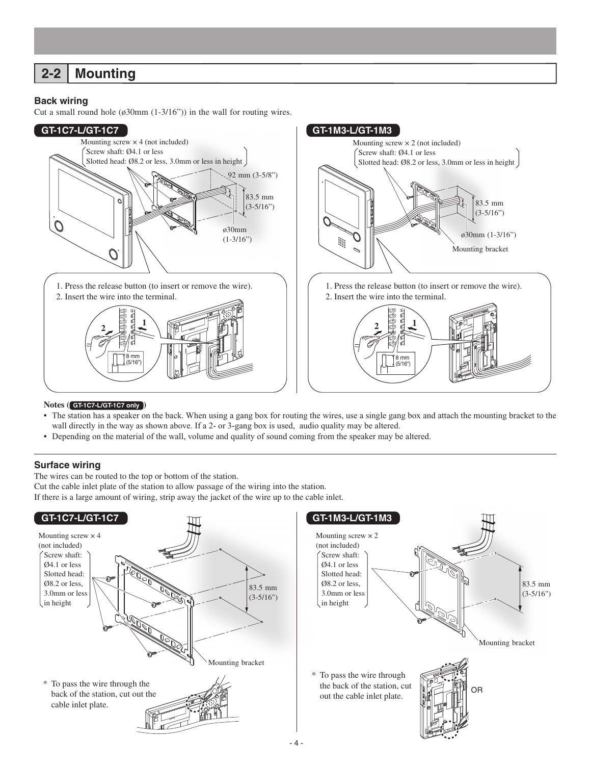## 2-2 Mounting

### Back wiring

Cut a small round hole (ø30mm (1-3/16")) in the wall for routing wires.

**GT-1C7-L/GT-1C7**

Mounting screw × 4 (not included)
Screw shaft: Ø4.1 or less
Slotted head: Ø8.2 or less, 3.0mm or less in height

92 mm (3-5/8")

83.5 mm (3-5/16")

ø30mm (1-3/16")

1. Press the release button (to insert or remove the wire).
2. Insert the wire into the terminal.

8 mm (5/16")

**GT-1M3-L/GT-1M3**

Mounting screw × 2 (not included)
Screw shaft: Ø4.1 or less
Slotted head: Ø8.2 or less, 3.0mm or less in height

83.5 mm (3-5/16")

ø30mm (1-3/16")

Mounting bracket

1. Press the release button (to insert or remove the wire).
2. Insert the wire into the terminal.

8 mm (5/16")

**Notes (GT-1C7-L/GT-1C7 only)**

- The station has a speaker on the back. When using a gang box for routing the wires, use a single gang box and attach the mounting bracket to the wall directly in the way as shown above. If a 2- or 3-gang box is used, audio quality may be altered.
- Depending on the material of the wall, volume and quality of sound coming from the speaker may be altered.

### Surface wiring

The wires can be routed to the top or bottom of the station.
Cut the cable inlet plate of the station to allow passage of the wiring into the station.
If there is a large amount of wiring, strip away the jacket of the wire up to the cable inlet.

**GT-1C7-L/GT-1C7**

Mounting screw × 4 (not included)
Screw shaft: Ø4.1 or less
Slotted head: Ø8.2 or less, 3.0mm or less in height

83.5 mm (3-5/16")

Mounting bracket

\* To pass the wire through the back of the station, cut out the cable inlet plate.

**GT-1M3-L/GT-1M3**

Mounting screw × 2 (not included)
Screw shaft: Ø4.1 or less
Slotted head: Ø8.2 or less, 3.0mm or less in height

83.5 mm (3-5/16")

Mounting bracket

\* To pass the wire through the back of the station, cut out the cable inlet plate.

OR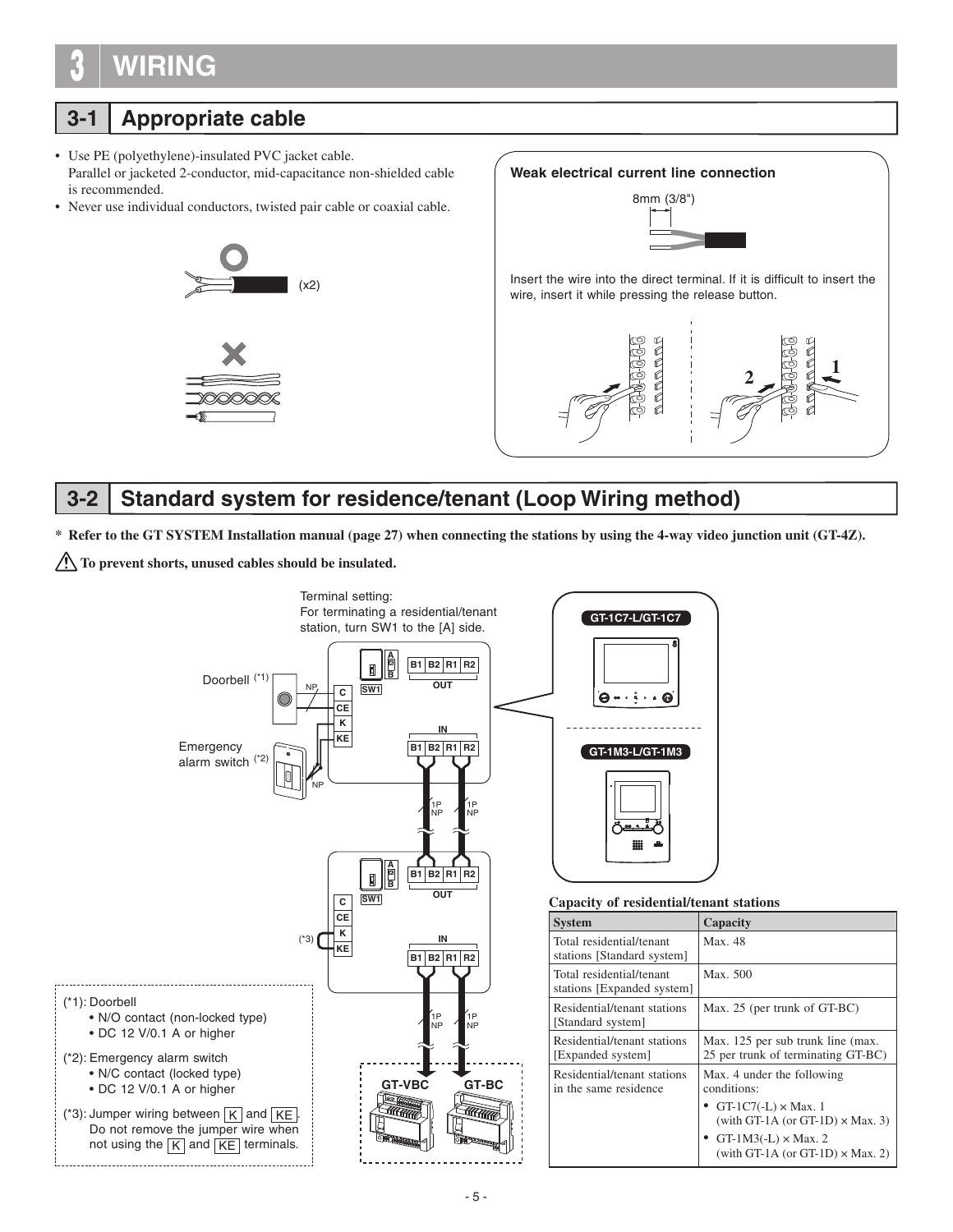# 3 WIRING

## 3-1 Appropriate cable

- Use PE (polyethylene)-insulated PVC jacket cable.
  Parallel or jacketed 2-conductor, mid-capacitance non-shielded cable is recommended.
- Never use individual conductors, twisted pair cable or coaxial cable.

(x2)

**Weak electrical current line connection**

8mm (3/8")

Insert the wire into the direct terminal. If it is difficult to insert the wire, insert it while pressing the release button.

## 3-2 Standard system for residence/tenant (Loop Wiring method)

**\* Refer to the GT SYSTEM Installation manual (page 27) when connecting the stations by using the 4-way video junction unit (GT-4Z).**

**⚠ To prevent shorts, unused cables should be insulated.**

Terminal setting:
For terminating a residential/tenant station, turn SW1 to the [A] side.

Doorbell (*1)

Emergency alarm switch (*2)

GT-1C7-L/GT-1C7

GT-1M3-L/GT-1M3

GT-VBC　GT-BC

(*1): Doorbell
- N/O contact (non-locked type)
- DC 12 V/0.1 A or higher

(*2): Emergency alarm switch
- N/C contact (locked type)
- DC 12 V/0.1 A or higher

(*3): Jumper wiring between K and KE. Do not remove the jumper wire when not using the K and KE terminals.

**Capacity of residential/tenant stations**

| System | Capacity |
|---|---|
| Total residential/tenant stations [Standard system] | Max. 48 |
| Total residential/tenant stations [Expanded system] | Max. 500 |
| Residential/tenant stations [Standard system] | Max. 25 (per trunk of GT-BC) |
| Residential/tenant stations [Expanded system] | Max. 125 per sub trunk line (max. 25 per trunk of terminating GT-BC) |
| Residential/tenant stations in the same residence | Max. 4 under the following conditions: • GT-1C7(-L) × Max. 1 (with GT-1A (or GT-1D) × Max. 3) • GT-1M3(-L) × Max. 2 (with GT-1A (or GT-1D) × Max. 2) |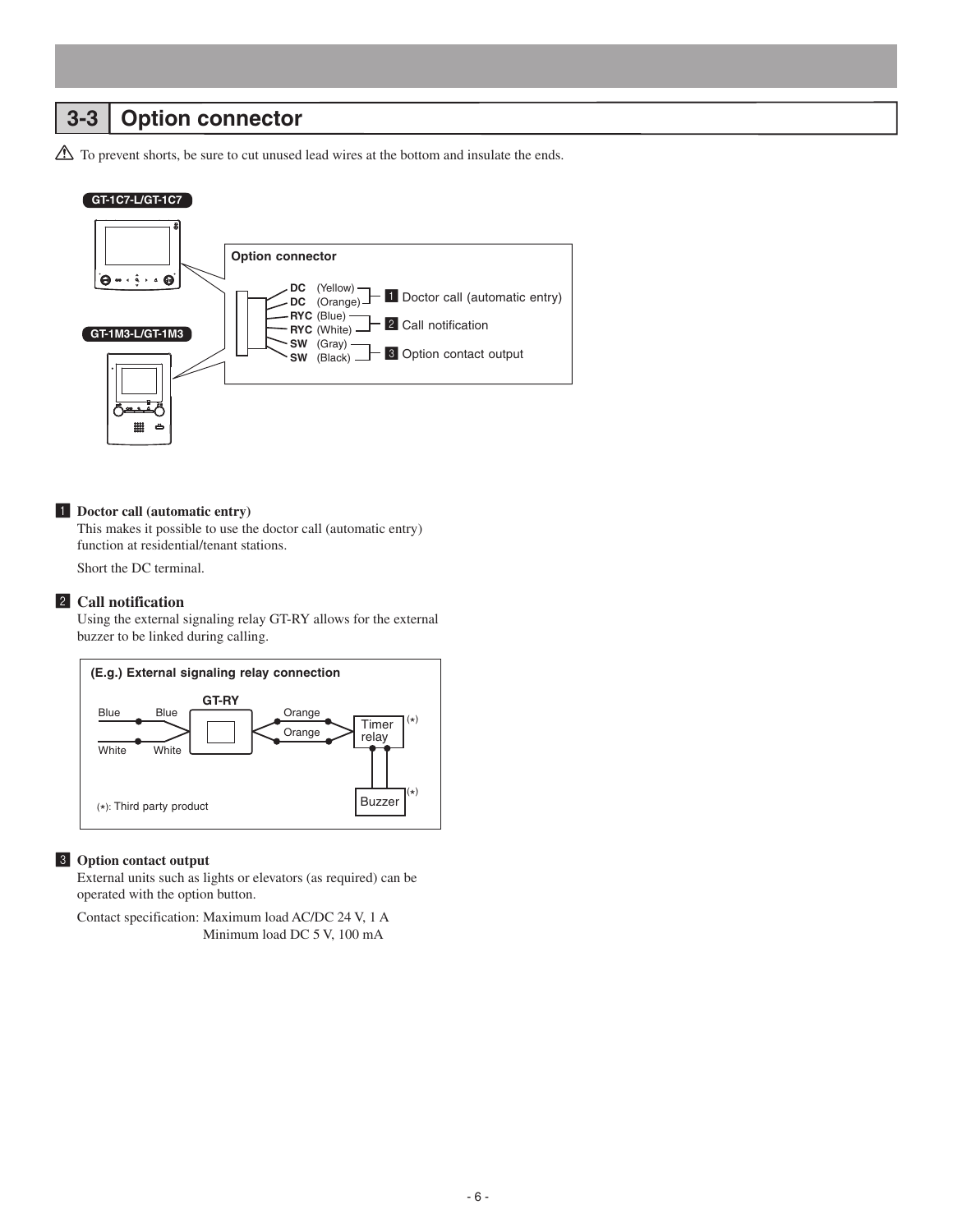## 3-3 Option connector

⚠ To prevent shorts, be sure to cut unused lead wires at the bottom and insulate the ends.

GT-1C7-L/GT-1C7

GT-1M3-L/GT-1M3

**Option connector**

- DC (Yellow), DC (Orange) — 1 Doctor call (automatic entry)
- RYC (Blue), RYC (White) — 2 Call notification
- SW (Gray), SW (Black) — 3 Option contact output

### 1 Doctor call (automatic entry)

This makes it possible to use the doctor call (automatic entry) function at residential/tenant stations.

Short the DC terminal.

### 2 Call notification

Using the external signaling relay GT-RY allows for the external buzzer to be linked during calling.

**(E.g.) External signaling relay connection**

Blue — Blue / White — White → GT-RY → Orange / Orange → Timer relay (*) → Buzzer (*)

(*): Third party product

### 3 Option contact output

External units such as lights or elevators (as required) can be operated with the option button.

Contact specification: Maximum load AC/DC 24 V, 1 A
Minimum load DC 5 V, 100 mA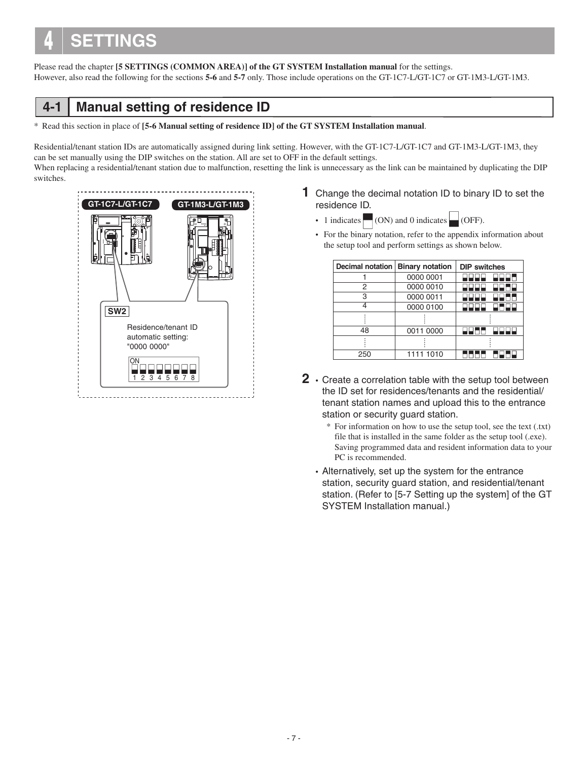# 4 SETTINGS

Please read the chapter **[5 SETTINGS (COMMON AREA)] of the GT SYSTEM Installation manual** for the settings.
However, also read the following for the sections **5-6** and **5-7** only. Those include operations on the GT-1C7-L/GT-1C7 or GT-1M3-L/GT-1M3.

## 4-1 Manual setting of residence ID

* Read this section in place of **[5-6 Manual setting of residence ID] of the GT SYSTEM Installation manual**.

Residential/tenant station IDs are automatically assigned during link setting. However, with the GT-1C7-L/GT-1C7 and GT-1M3-L/GT-1M3, they can be set manually using the DIP switches on the station. All are set to OFF in the default settings.
When replacing a residential/tenant station due to malfunction, resetting the link is unnecessary as the link can be maintained by duplicating the DIP switches.

GT-1C7-L/GT-1C7 GT-1M3-L/GT-1M3

SW2

Residence/tenant ID automatic setting: "0000 0000"

ON
1 2 3 4 5 6 7 8

**1** Change the decimal notation ID to binary ID to set the residence ID.

- 1 indicates (ON) and 0 indicates (OFF).
- For the binary notation, refer to the appendix information about the setup tool and perform settings as shown below.

| Decimal notation | Binary notation | DIP switches |
|---|---|---|
| 1 | 0000 0001 | |
| 2 | 0000 0010 | |
| 3 | 0000 0011 | |
| 4 | 0000 0100 | |
| ⋮ | ⋮ | ⋮ |
| 48 | 0011 0000 | |
| ⋮ | ⋮ | ⋮ |
| 250 | 1111 1010 | |

**2**
- Create a correlation table with the setup tool between the ID set for residences/tenants and the residential/tenant station names and upload this to the entrance station or security guard station.
  * For information on how to use the setup tool, see the text (.txt) file that is installed in the same folder as the setup tool (.exe). Saving programmed data and resident information data to your PC is recommended.
- Alternatively, set up the system for the entrance station, security guard station, and residential/tenant station. (Refer to [5-7 Setting up the system] of the GT SYSTEM Installation manual.)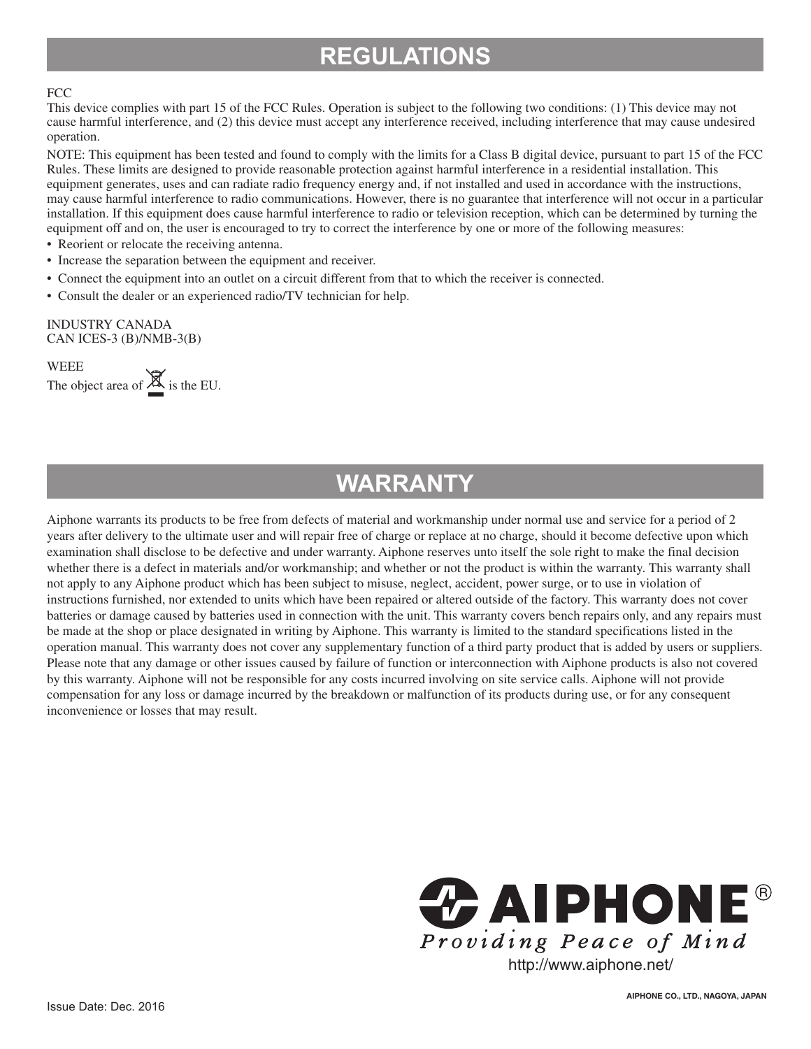# REGULATIONS

FCC

This device complies with part 15 of the FCC Rules. Operation is subject to the following two conditions: (1) This device may not cause harmful interference, and (2) this device must accept any interference received, including interference that may cause undesired operation.

NOTE: This equipment has been tested and found to comply with the limits for a Class B digital device, pursuant to part 15 of the FCC Rules. These limits are designed to provide reasonable protection against harmful interference in a residential installation. This equipment generates, uses and can radiate radio frequency energy and, if not installed and used in accordance with the instructions, may cause harmful interference to radio communications. However, there is no guarantee that interference will not occur in a particular installation. If this equipment does cause harmful interference to radio or television reception, which can be determined by turning the equipment off and on, the user is encouraged to try to correct the interference by one or more of the following measures:

- Reorient or relocate the receiving antenna.
- Increase the separation between the equipment and receiver.
- Connect the equipment into an outlet on a circuit different from that to which the receiver is connected.
- Consult the dealer or an experienced radio/TV technician for help.

INDUSTRY CANADA
CAN ICES-3 (B)/NMB-3(B)

WEEE
The object area of is the EU.

# WARRANTY

Aiphone warrants its products to be free from defects of material and workmanship under normal use and service for a period of 2 years after delivery to the ultimate user and will repair free of charge or replace at no charge, should it become defective upon which examination shall disclose to be defective and under warranty. Aiphone reserves unto itself the sole right to make the final decision whether there is a defect in materials and/or workmanship; and whether or not the product is within the warranty. This warranty shall not apply to any Aiphone product which has been subject to misuse, neglect, accident, power surge, or to use in violation of instructions furnished, nor extended to units which have been repaired or altered outside of the factory. This warranty does not cover batteries or damage caused by batteries used in connection with the unit. This warranty covers bench repairs only, and any repairs must be made at the shop or place designated in writing by Aiphone. This warranty is limited to the standard specifications listed in the operation manual. This warranty does not cover any supplementary function of a third party product that is added by users or suppliers. Please note that any damage or other issues caused by failure of function or interconnection with Aiphone products is also not covered by this warranty. Aiphone will not be responsible for any costs incurred involving on site service calls. Aiphone will not provide compensation for any loss or damage incurred by the breakdown or malfunction of its products during use, or for any consequent inconvenience or losses that may result.

AIPHONE®
*Providing Peace of Mind*
http://www.aiphone.net/

AIPHONE CO., LTD., NAGOYA, JAPAN

Issue Date: Dec. 2016